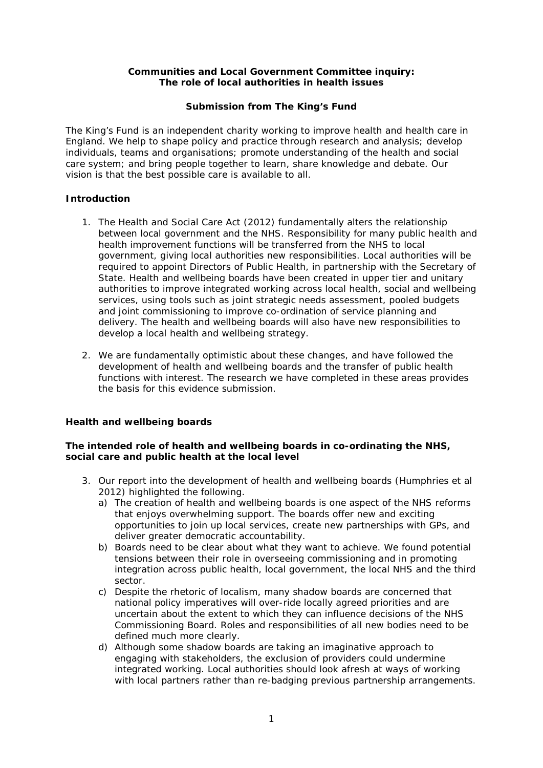**Communities and Local Government Committee inquiry: The role of local authorities in health issues**

**Submission from The King's Fund**

The King's Fund is an independent charity working to improve health and health care in England. We help to shape policy and practice through research and analysis; develop individuals, teams and organisations; promote understanding of the health and social care system; and bring people together to learn, share knowledge and debate. Our vision is that the best possible care is available to all.

## Introduction

1. The Health and Social Care Act (2012) fundamentally alters the relationship between local government and the NHS. Responsibility for many public health and health improvement functions will be transferred from the NHS to local government, giving local authorities new responsibilities. Local authorities will be required to appoint Directors of Public Health, in partnership with the Secretary of State. Health and wellbeing boards have been created in upper tier and unitary authorities to improve integrated working across local health, social and wellbeing services, using tools such as joint strategic needs assessment, pooled budgets and joint commissioning to improve co-ordination of service planning and delivery. The health and wellbeing boards will also have new responsibilities to develop a local health and wellbeing strategy.

2. We are fundamentally optimistic about these changes, and have followed the development of health and wellbeing boards and the transfer of public health functions with interest. The research we have completed in these areas provides the basis for this evidence submission.

## Health and wellbeing boards

### The intended role of health and wellbeing boards in co-ordinating the NHS, social care and public health at the local level

3. Our report into the development of health and wellbeing boards (Humphries et al 2012) highlighted the following.
   a) The creation of health and wellbeing boards is one aspect of the NHS reforms that enjoys overwhelming support. The boards offer new and exciting opportunities to join up local services, create new partnerships with GPs, and deliver greater democratic accountability.
   b) Boards need to be clear about what they want to achieve. We found potential tensions between their role in overseeing commissioning and in promoting integration across public health, local government, the local NHS and the third sector.
   c) Despite the rhetoric of localism, many shadow boards are concerned that national policy imperatives will over-ride locally agreed priorities and are uncertain about the extent to which they can influence decisions of the NHS Commissioning Board. Roles and responsibilities of all new bodies need to be defined much more clearly.
   d) Although some shadow boards are taking an imaginative approach to engaging with stakeholders, the exclusion of providers could undermine integrated working. Local authorities should look afresh at ways of working with local partners rather than re-badging previous partnership arrangements.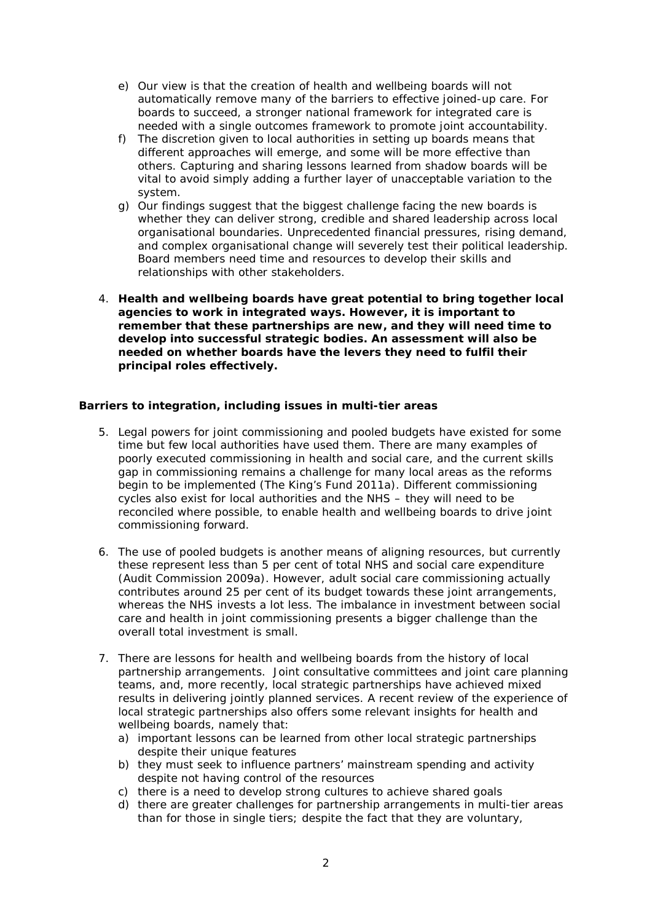e) Our view is that the creation of health and wellbeing boards will not automatically remove many of the barriers to effective joined-up care. For boards to succeed, a stronger national framework for integrated care is needed with a single outcomes framework to promote joint accountability.
f) The discretion given to local authorities in setting up boards means that different approaches will emerge, and some will be more effective than others. Capturing and sharing lessons learned from shadow boards will be vital to avoid simply adding a further layer of unacceptable variation to the system.
g) Our findings suggest that the biggest challenge facing the new boards is whether they can deliver strong, credible and shared leadership across local organisational boundaries. Unprecedented financial pressures, rising demand, and complex organisational change will severely test their political leadership. Board members need time and resources to develop their skills and relationships with other stakeholders.

4. **Health and wellbeing boards have great potential to bring together local agencies to work in integrated ways. However, it is important to remember that these partnerships are new, and they will need time to develop into successful strategic bodies. An assessment will also be needed on whether boards have the levers they need to fulfil their principal roles effectively.**

**Barriers to integration, including issues in multi-tier areas**

5. Legal powers for joint commissioning and pooled budgets have existed for some time but few local authorities have used them. There are many examples of poorly executed commissioning in health and social care, and the current skills gap in commissioning remains a challenge for many local areas as the reforms begin to be implemented (The King's Fund 2011a). Different commissioning cycles also exist for local authorities and the NHS – they will need to be reconciled where possible, to enable health and wellbeing boards to drive joint commissioning forward.

6. The use of pooled budgets is another means of aligning resources, but currently these represent less than 5 per cent of total NHS and social care expenditure (Audit Commission 2009a). However, adult social care commissioning actually contributes around 25 per cent of its budget towards these joint arrangements, whereas the NHS invests a lot less. The imbalance in investment between social care and health in joint commissioning presents a bigger challenge than the overall total investment is small.

7. There are lessons for health and wellbeing boards from the history of local partnership arrangements. Joint consultative committees and joint care planning teams, and, more recently, local strategic partnerships have achieved mixed results in delivering jointly planned services. A recent review of the experience of local strategic partnerships also offers some relevant insights for health and wellbeing boards, namely that:
   a) important lessons can be learned from other local strategic partnerships despite their unique features
   b) they must seek to influence partners' mainstream spending and activity despite not having control of the resources
   c) there is a need to develop strong cultures to achieve shared goals
   d) there are greater challenges for partnership arrangements in multi-tier areas than for those in single tiers; despite the fact that they are voluntary,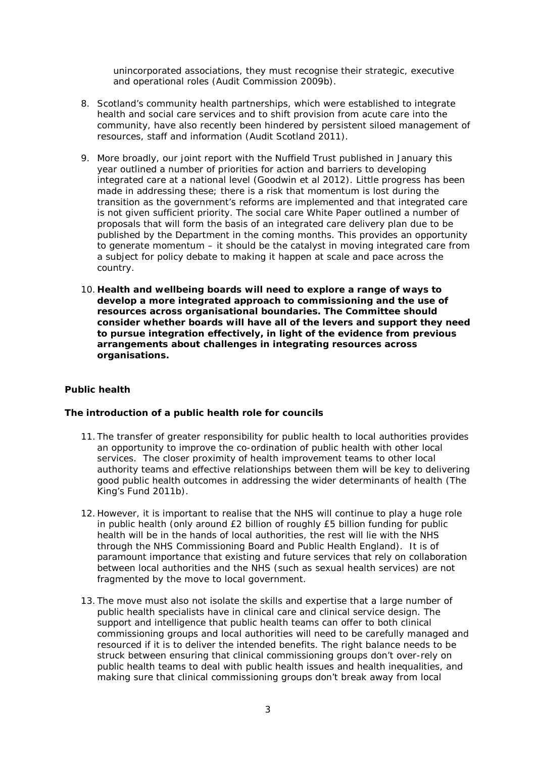unincorporated associations, they must recognise their strategic, executive and operational roles (Audit Commission 2009b).

8. Scotland's community health partnerships, which were established to integrate health and social care services and to shift provision from acute care into the community, have also recently been hindered by persistent siloed management of resources, staff and information (Audit Scotland 2011).

9. More broadly, our joint report with the Nuffield Trust published in January this year outlined a number of priorities for action and barriers to developing integrated care at a national level (Goodwin et al 2012). Little progress has been made in addressing these; there is a risk that momentum is lost during the transition as the government's reforms are implemented and that integrated care is not given sufficient priority. The social care White Paper outlined a number of proposals that will form the basis of an integrated care delivery plan due to be published by the Department in the coming months. This provides an opportunity to generate momentum – it should be the catalyst in moving integrated care from a subject for policy debate to making it happen at scale and pace across the country.

10. **Health and wellbeing boards will need to explore a range of ways to develop a more integrated approach to commissioning and the use of resources across organisational boundaries. The Committee should consider whether boards will have all of the levers and support they need to pursue integration effectively, in light of the evidence from previous arrangements about challenges in integrating resources across organisations.**

## Public health

### The introduction of a public health role for councils

11. The transfer of greater responsibility for public health to local authorities provides an opportunity to improve the co-ordination of public health with other local services. The closer proximity of health improvement teams to other local authority teams and effective relationships between them will be key to delivering good public health outcomes in addressing the wider determinants of health (The King's Fund 2011b).

12. However, it is important to realise that the NHS will continue to play a huge role in public health (only around £2 billion of roughly £5 billion funding for public health will be in the hands of local authorities, the rest will lie with the NHS through the NHS Commissioning Board and Public Health England). It is of paramount importance that existing and future services that rely on collaboration between local authorities and the NHS (such as sexual health services) are not fragmented by the move to local government.

13. The move must also not isolate the skills and expertise that a large number of public health specialists have in clinical care and clinical service design. The support and intelligence that public health teams can offer to both clinical commissioning groups and local authorities will need to be carefully managed and resourced if it is to deliver the intended benefits. The right balance needs to be struck between ensuring that clinical commissioning groups don't over-rely on public health teams to deal with public health issues and health inequalities, and making sure that clinical commissioning groups don't break away from local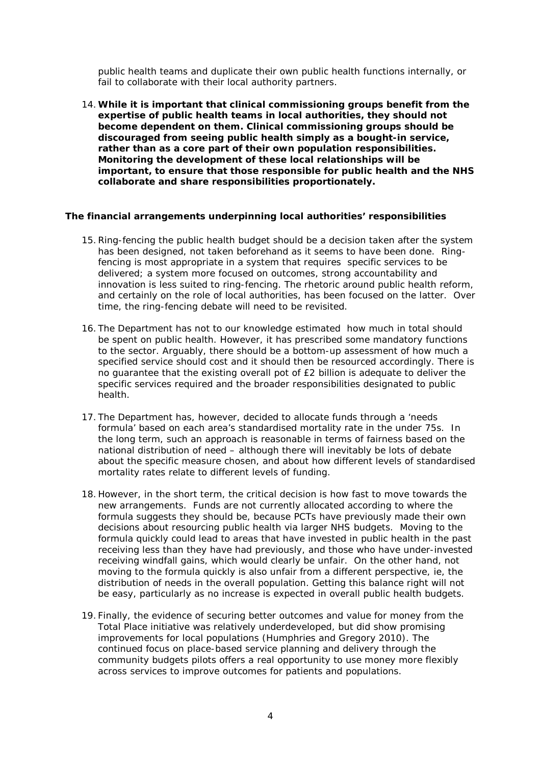public health teams and duplicate their own public health functions internally, or fail to collaborate with their local authority partners.

14. **While it is important that clinical commissioning groups benefit from the expertise of public health teams in local authorities, they should not become dependent on them. Clinical commissioning groups should be discouraged from seeing public health simply as a bought-in service, rather than as a core part of their own population responsibilities. Monitoring the development of these local relationships will be important, to ensure that those responsible for public health and the NHS collaborate and share responsibilities proportionately.**

### The financial arrangements underpinning local authorities' responsibilities

15. Ring-fencing the public health budget should be a decision taken after the system has been designed, not taken beforehand as it seems to have been done. Ring-fencing is most appropriate in a system that requires specific services to be delivered; a system more focused on outcomes, strong accountability and innovation is less suited to ring-fencing. The rhetoric around public health reform, and certainly on the role of local authorities, has been focused on the latter. Over time, the ring-fencing debate will need to be revisited.

16. The Department has not to our knowledge estimated how much in total should be spent on public health. However, it has prescribed some mandatory functions to the sector. Arguably, there should be a bottom-up assessment of how much a specified service should cost and it should then be resourced accordingly. There is no guarantee that the existing overall pot of £2 billion is adequate to deliver the specific services required and the broader responsibilities designated to public health.

17. The Department has, however, decided to allocate funds through a 'needs formula' based on each area's standardised mortality rate in the under 75s. In the long term, such an approach is reasonable in terms of fairness based on the national distribution of need – although there will inevitably be lots of debate about the specific measure chosen, and about how different levels of standardised mortality rates relate to different levels of funding.

18. However, in the short term, the critical decision is how fast to move towards the new arrangements. Funds are not currently allocated according to where the formula suggests they should be, because PCTs have previously made their own decisions about resourcing public health via larger NHS budgets. Moving to the formula quickly could lead to areas that have invested in public health in the past receiving less than they have had previously, and those who have under-invested receiving windfall gains, which would clearly be unfair. On the other hand, not moving to the formula quickly is also unfair from a different perspective, ie, the distribution of needs in the overall population. Getting this balance right will not be easy, particularly as no increase is expected in overall public health budgets.

19. Finally, the evidence of securing better outcomes and value for money from the Total Place initiative was relatively underdeveloped, but did show promising improvements for local populations (Humphries and Gregory 2010). The continued focus on place-based service planning and delivery through the community budgets pilots offers a real opportunity to use money more flexibly across services to improve outcomes for patients and populations.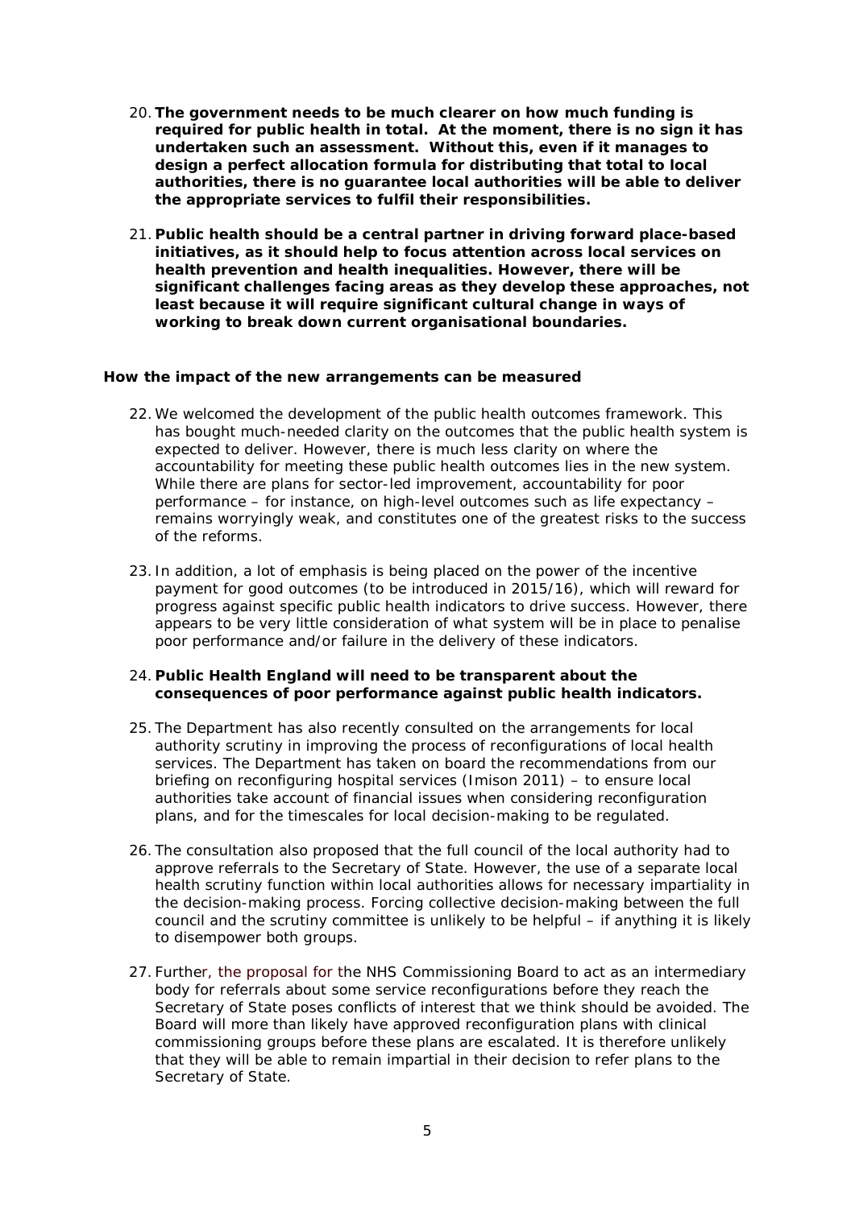20. **The government needs to be much clearer on how much funding is required for public health in total. At the moment, there is no sign it has undertaken such an assessment. Without this, even if it manages to design a perfect allocation formula for distributing that total to local authorities, there is no guarantee local authorities will be able to deliver the appropriate services to fulfil their responsibilities.**

21. **Public health should be a central partner in driving forward place-based initiatives, as it should help to focus attention across local services on health prevention and health inequalities. However, there will be significant challenges facing areas as they develop these approaches, not least because it will require significant cultural change in ways of working to break down current organisational boundaries.**

**How the impact of the new arrangements can be measured**

22. We welcomed the development of the public health outcomes framework. This has bought much-needed clarity on the outcomes that the public health system is expected to deliver. However, there is much less clarity on where the accountability for meeting these public health outcomes lies in the new system. While there are plans for sector-led improvement, accountability for poor performance – for instance, on high-level outcomes such as life expectancy – remains worryingly weak, and constitutes one of the greatest risks to the success of the reforms.

23. In addition, a lot of emphasis is being placed on the power of the incentive payment for good outcomes (to be introduced in 2015/16), which will reward for progress against specific public health indicators to drive success. However, there appears to be very little consideration of what system will be in place to penalise poor performance and/or failure in the delivery of these indicators.

24. **Public Health England will need to be transparent about the consequences of poor performance against public health indicators.**

25. The Department has also recently consulted on the arrangements for local authority scrutiny in improving the process of reconfigurations of local health services. The Department has taken on board the recommendations from our briefing on reconfiguring hospital services (Imison 2011) – to ensure local authorities take account of financial issues when considering reconfiguration plans, and for the timescales for local decision-making to be regulated.

26. The consultation also proposed that the full council of the local authority had to approve referrals to the Secretary of State. However, the use of a separate local health scrutiny function within local authorities allows for necessary impartiality in the decision-making process. Forcing collective decision-making between the full council and the scrutiny committee is unlikely to be helpful – if anything it is likely to disempower both groups.

27. Further, the proposal for the NHS Commissioning Board to act as an intermediary body for referrals about some service reconfigurations before they reach the Secretary of State poses conflicts of interest that we think should be avoided. The Board will more than likely have approved reconfiguration plans with clinical commissioning groups before these plans are escalated. It is therefore unlikely that they will be able to remain impartial in their decision to refer plans to the Secretary of State.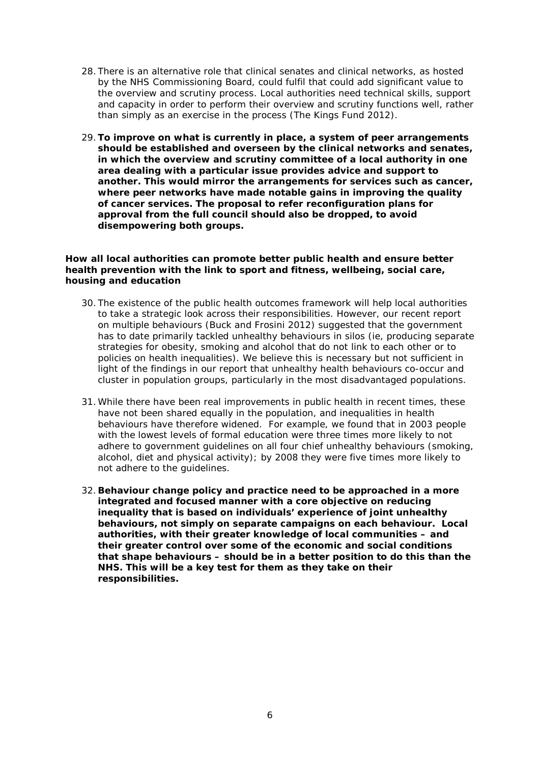28. There is an alternative role that clinical senates and clinical networks, as hosted by the NHS Commissioning Board, could fulfil that could add significant value to the overview and scrutiny process. Local authorities need technical skills, support and capacity in order to perform their overview and scrutiny functions well, rather than simply as an exercise in the process (The Kings Fund 2012).

29. **To improve on what is currently in place, a system of peer arrangements should be established and overseen by the clinical networks and senates, in which the overview and scrutiny committee of a local authority in one area dealing with a particular issue provides advice and support to another. This would mirror the arrangements for services such as cancer, where peer networks have made notable gains in improving the quality of cancer services. The proposal to refer reconfiguration plans for approval from the full council should also be dropped, to avoid disempowering both groups.**

**How all local authorities can promote better public health and ensure better health prevention with the link to sport and fitness, wellbeing, social care, housing and education**

30. The existence of the public health outcomes framework will help local authorities to take a strategic look across their responsibilities. However, our recent report on multiple behaviours (Buck and Frosini 2012) suggested that the government has to date primarily tackled unhealthy behaviours in silos (ie, producing separate strategies for obesity, smoking and alcohol that do not link to each other or to policies on health inequalities). We believe this is necessary but not sufficient in light of the findings in our report that unhealthy health behaviours co-occur and cluster in population groups, particularly in the most disadvantaged populations.

31. While there have been real improvements in public health in recent times, these have not been shared equally in the population, and inequalities in health behaviours have therefore widened. For example, we found that in 2003 people with the lowest levels of formal education were three times more likely to not adhere to government guidelines on all four chief unhealthy behaviours (smoking, alcohol, diet and physical activity); by 2008 they were five times more likely to not adhere to the guidelines.

32. **Behaviour change policy and practice need to be approached in a more integrated and focused manner with a core objective on reducing inequality that is based on individuals' experience of joint unhealthy behaviours, not simply on separate campaigns on each behaviour. Local authorities, with their greater knowledge of local communities – and their greater control over some of the economic and social conditions that shape behaviours – should be in a better position to do this than the NHS. This will be a key test for them as they take on their responsibilities.**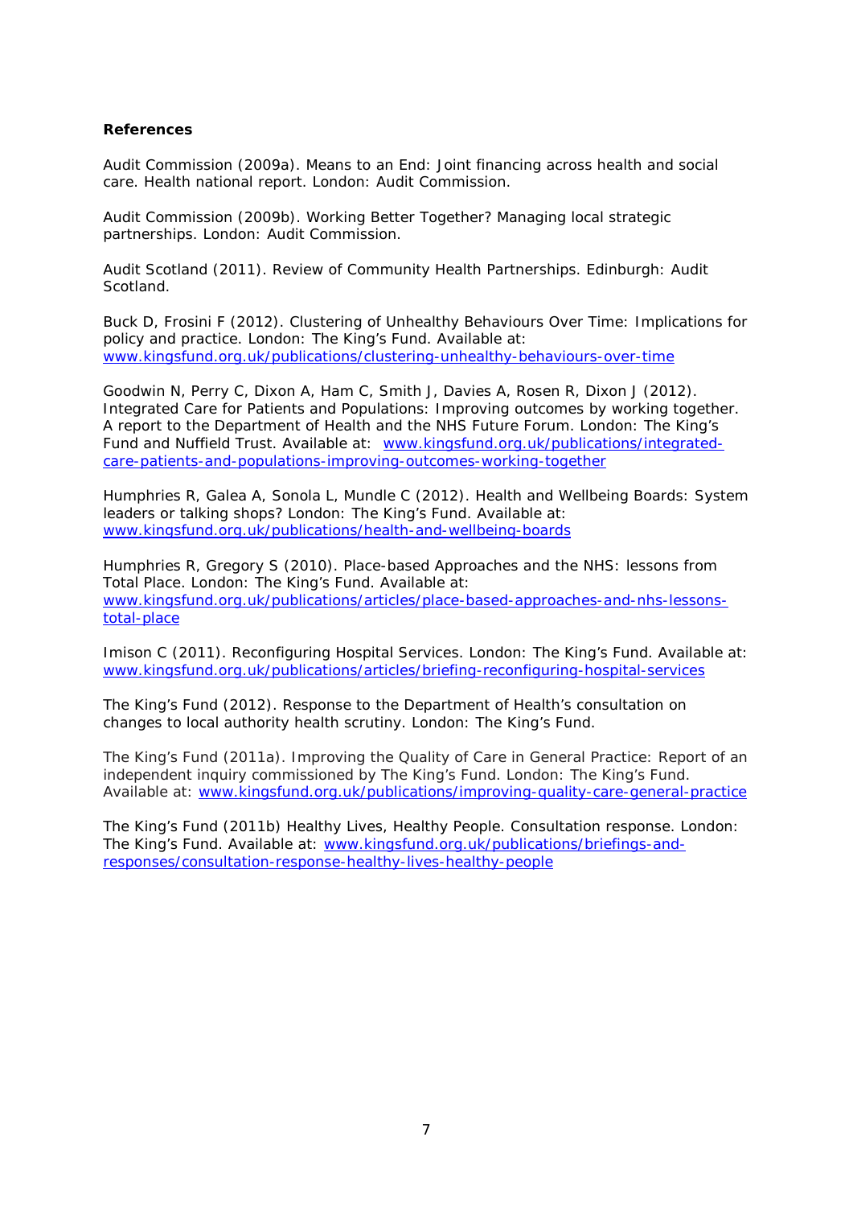**References**

Audit Commission (2009a). Means to an End: Joint financing across health and social care. Health national report. London: Audit Commission.

Audit Commission (2009b). Working Better Together? Managing local strategic partnerships. London: Audit Commission.

Audit Scotland (2011). Review of Community Health Partnerships. Edinburgh: Audit Scotland.

Buck D, Frosini F (2012). Clustering of Unhealthy Behaviours Over Time: Implications for policy and practice. London: The King's Fund. Available at: www.kingsfund.org.uk/publications/clustering-unhealthy-behaviours-over-time

Goodwin N, Perry C, Dixon A, Ham C, Smith J, Davies A, Rosen R, Dixon J (2012). Integrated Care for Patients and Populations: Improving outcomes by working together. A report to the Department of Health and the NHS Future Forum. London: The King's Fund and Nuffield Trust. Available at: www.kingsfund.org.uk/publications/integrated-care-patients-and-populations-improving-outcomes-working-together

Humphries R, Galea A, Sonola L, Mundle C (2012). Health and Wellbeing Boards: System leaders or talking shops? London: The King's Fund. Available at: www.kingsfund.org.uk/publications/health-and-wellbeing-boards

Humphries R, Gregory S (2010). Place-based Approaches and the NHS: lessons from Total Place. London: The King's Fund. Available at: www.kingsfund.org.uk/publications/articles/place-based-approaches-and-nhs-lessons-total-place

Imison C (2011). Reconfiguring Hospital Services. London: The King's Fund. Available at: www.kingsfund.org.uk/publications/articles/briefing-reconfiguring-hospital-services

The King's Fund (2012). Response to the Department of Health's consultation on changes to local authority health scrutiny. London: The King's Fund.

The King's Fund (2011a). Improving the Quality of Care in General Practice: Report of an independent inquiry commissioned by The King's Fund. London: The King's Fund. Available at: www.kingsfund.org.uk/publications/improving-quality-care-general-practice

The King's Fund (2011b) Healthy Lives, Healthy People. Consultation response. London: The King's Fund. Available at: www.kingsfund.org.uk/publications/briefings-and-responses/consultation-response-healthy-lives-healthy-people